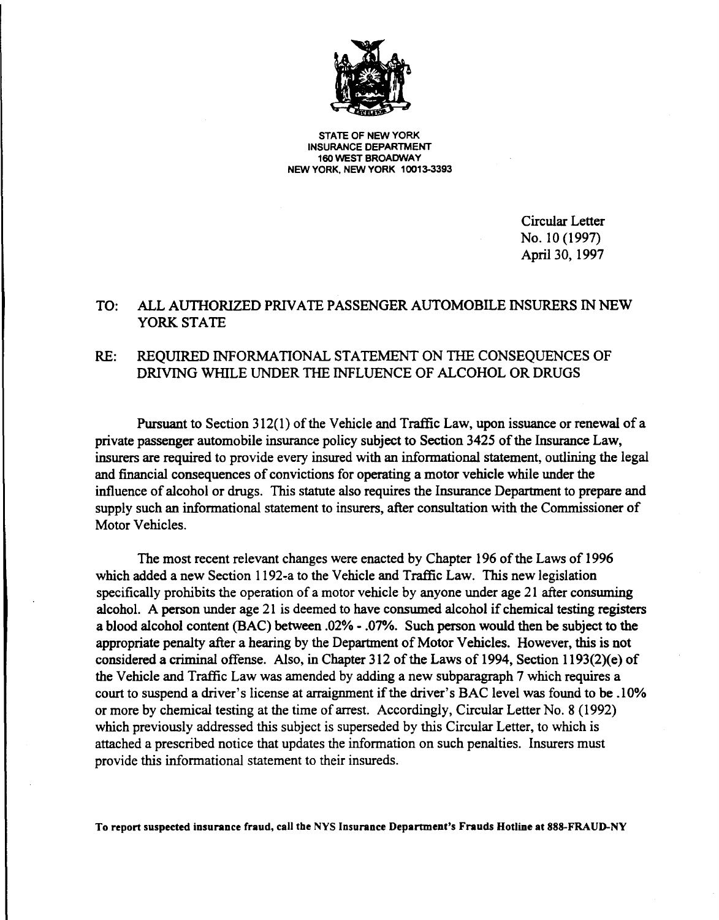STATE OF NEW YORK
INSURANCE DEPARTMENT
160 WEST BROADWAY
NEW YORK, NEW YORK 10013-3393

Circular Letter
No. 10 (1997)
April 30, 1997

TO: ALL AUTHORIZED PRIVATE PASSENGER AUTOMOBILE INSURERS IN NEW YORK STATE

RE: REQUIRED INFORMATIONAL STATEMENT ON THE CONSEQUENCES OF DRIVING WHILE UNDER THE INFLUENCE OF ALCOHOL OR DRUGS

Pursuant to Section 312(1) of the Vehicle and Traffic Law, upon issuance or renewal of a private passenger automobile insurance policy subject to Section 3425 of the Insurance Law, insurers are required to provide every insured with an informational statement, outlining the legal and financial consequences of convictions for operating a motor vehicle while under the influence of alcohol or drugs. This statute also requires the Insurance Department to prepare and supply such an informational statement to insurers, after consultation with the Commissioner of Motor Vehicles.

The most recent relevant changes were enacted by Chapter 196 of the Laws of 1996 which added a new Section 1192-a to the Vehicle and Traffic Law. This new legislation specifically prohibits the operation of a motor vehicle by anyone under age 21 after consuming alcohol. A person under age 21 is deemed to have consumed alcohol if chemical testing registers a blood alcohol content (BAC) between .02% - .07%. Such person would then be subject to the appropriate penalty after a hearing by the Department of Motor Vehicles. However, this is not considered a criminal offense. Also, in Chapter 312 of the Laws of 1994, Section 1193(2)(e) of the Vehicle and Traffic Law was amended by adding a new subparagraph 7 which requires a court to suspend a driver's license at arraignment if the driver's BAC level was found to be .10% or more by chemical testing at the time of arrest. Accordingly, Circular Letter No. 8 (1992) which previously addressed this subject is superseded by this Circular Letter, to which is attached a prescribed notice that updates the information on such penalties. Insurers must provide this informational statement to their insureds.

**To report suspected insurance fraud, call the NYS Insurance Department's Frauds Hotline at 888-FRAUD-NY**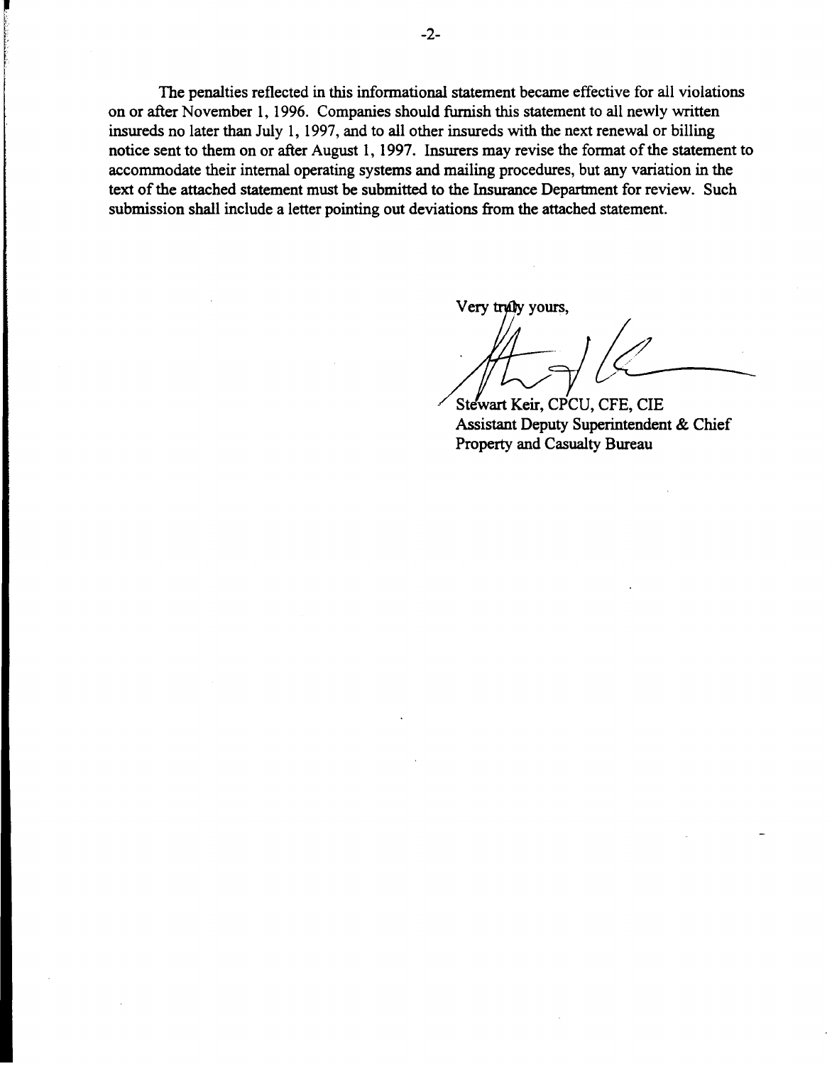The penalties reflected in this informational statement became effective for all violations on or after November 1, 1996. Companies should furnish this statement to all newly written insureds no later than July 1, 1997, and to all other insureds with the next renewal or billing notice sent to them on or after August 1, 1997. Insurers may revise the format of the statement to accommodate their internal operating systems and mailing procedures, but any variation in the text of the attached statement must be submitted to the Insurance Department for review. Such submission shall include a letter pointing out deviations from the attached statement.

Very truly yours,

Stewart Keir, CPCU, CFE, CIE
Assistant Deputy Superintendent & Chief
Property and Casualty Bureau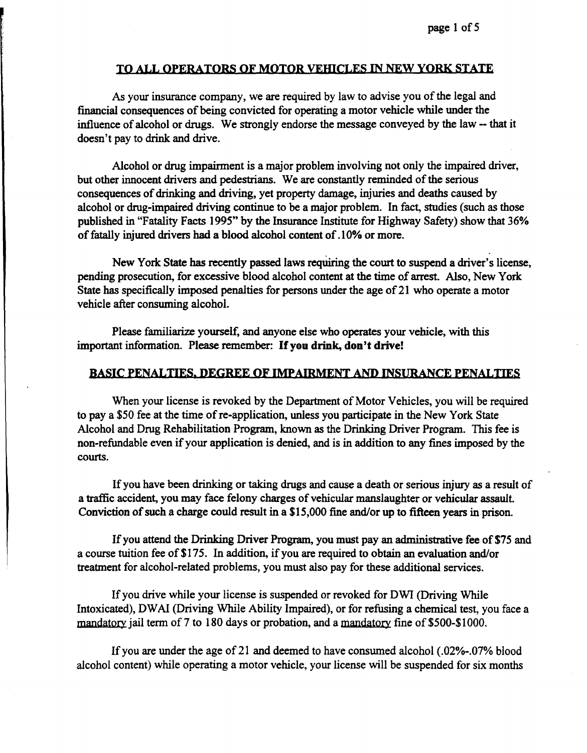## TO ALL OPERATORS OF MOTOR VEHICLES IN NEW YORK STATE

As your insurance company, we are required by law to advise you of the legal and financial consequences of being convicted for operating a motor vehicle while under the influence of alcohol or drugs. We strongly endorse the message conveyed by the law -- that it doesn't pay to drink and drive.

Alcohol or drug impairment is a major problem involving not only the impaired driver, but other innocent drivers and pedestrians. We are constantly reminded of the serious consequences of drinking and driving, yet property damage, injuries and deaths caused by alcohol or drug-impaired driving continue to be a major problem. In fact, studies (such as those published in "Fatality Facts 1995" by the Insurance Institute for Highway Safety) show that 36% of fatally injured drivers had a blood alcohol content of .10% or more.

New York State has recently passed laws requiring the court to suspend a driver's license, pending prosecution, for excessive blood alcohol content at the time of arrest. Also, New York State has specifically imposed penalties for persons under the age of 21 who operate a motor vehicle after consuming alcohol.

Please familiarize yourself, and anyone else who operates your vehicle, with this important information. Please remember: **If you drink, don't drive!**

## BASIC PENALTIES, DEGREE OF IMPAIRMENT AND INSURANCE PENALTIES

When your license is revoked by the Department of Motor Vehicles, you will be required to pay a $50 fee at the time of re-application, unless you participate in the New York State Alcohol and Drug Rehabilitation Program, known as the Drinking Driver Program. This fee is non-refundable even if your application is denied, and is in addition to any fines imposed by the courts.

If you have been drinking or taking drugs and cause a death or serious injury as a result of a traffic accident, you may face felony charges of vehicular manslaughter or vehicular assault. Conviction of such a charge could result in a $15,000 fine and/or up to fifteen years in prison.

If you attend the Drinking Driver Program, you must pay an administrative fee of $75 and a course tuition fee of $175. In addition, if you are required to obtain an evaluation and/or treatment for alcohol-related problems, you must also pay for these additional services.

If you drive while your license is suspended or revoked for DWI (Driving While Intoxicated), DWAI (Driving While Ability Impaired), or for refusing a chemical test, you face a mandatory jail term of 7 to 180 days or probation, and a mandatory fine of $500-$1000.

If you are under the age of 21 and deemed to have consumed alcohol (.02%-.07% blood alcohol content) while operating a motor vehicle, your license will be suspended for six months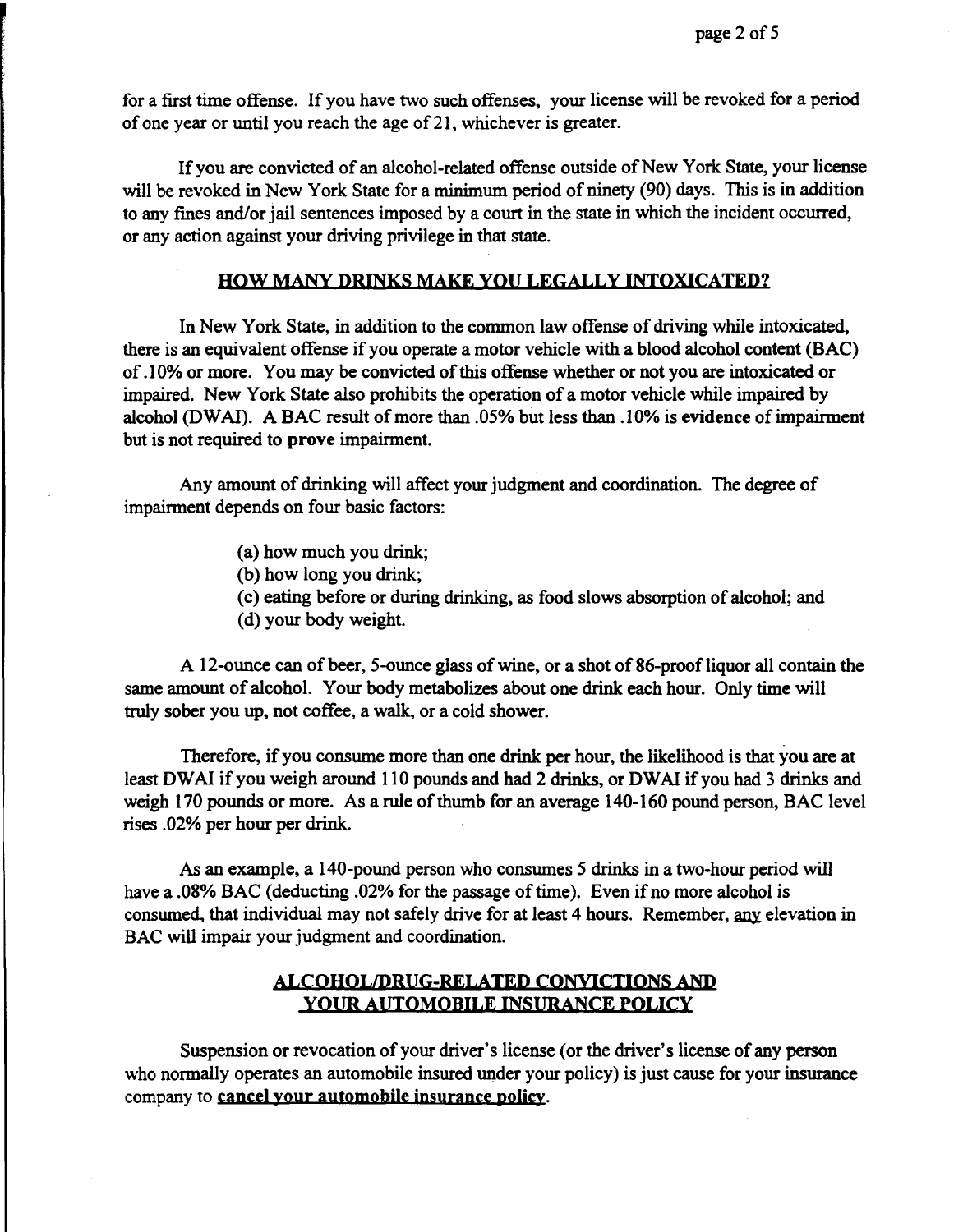for a first time offense. If you have two such offenses, your license will be revoked for a period of one year or until you reach the age of 21, whichever is greater.

If you are convicted of an alcohol-related offense outside of New York State, your license will be revoked in New York State for a minimum period of ninety (90) days. This is in addition to any fines and/or jail sentences imposed by a court in the state in which the incident occurred, or any action against your driving privilege in that state.

## HOW MANY DRINKS MAKE YOU LEGALLY INTOXICATED?

In New York State, in addition to the common law offense of driving while intoxicated, there is an equivalent offense if you operate a motor vehicle with a blood alcohol content (BAC) of .10% or more. You may be convicted of this offense whether or not you are intoxicated or impaired. New York State also prohibits the operation of a motor vehicle while impaired by alcohol (DWAI). A BAC result of more than .05% but less than .10% is **evidence** of impairment but is not required to **prove** impairment.

Any amount of drinking will affect your judgment and coordination. The degree of impairment depends on four basic factors:

(a) how much you drink;
(b) how long you drink;
(c) eating before or during drinking, as food slows absorption of alcohol; and
(d) your body weight.

A 12-ounce can of beer, 5-ounce glass of wine, or a shot of 86-proof liquor all contain the same amount of alcohol. Your body metabolizes about one drink each hour. Only time will truly sober you up, not coffee, a walk, or a cold shower.

Therefore, if you consume more than one drink per hour, the likelihood is that you are at least DWAI if you weigh around 110 pounds and had 2 drinks, or DWAI if you had 3 drinks and weigh 170 pounds or more. As a rule of thumb for an average 140-160 pound person, BAC level rises .02% per hour per drink.

As an example, a 140-pound person who consumes 5 drinks in a two-hour period will have a .08% BAC (deducting .02% for the passage of time). Even if no more alcohol is consumed, that individual may not safely drive for at least 4 hours. Remember, <u>any</u> elevation in BAC will impair your judgment and coordination.

## ALCOHOL/DRUG-RELATED CONVICTIONS AND YOUR AUTOMOBILE INSURANCE POLICY

Suspension or revocation of your driver's license (or the driver's license of any person who normally operates an automobile insured under your policy) is just cause for your insurance company to **<u>cancel your automobile insurance policy</u>**.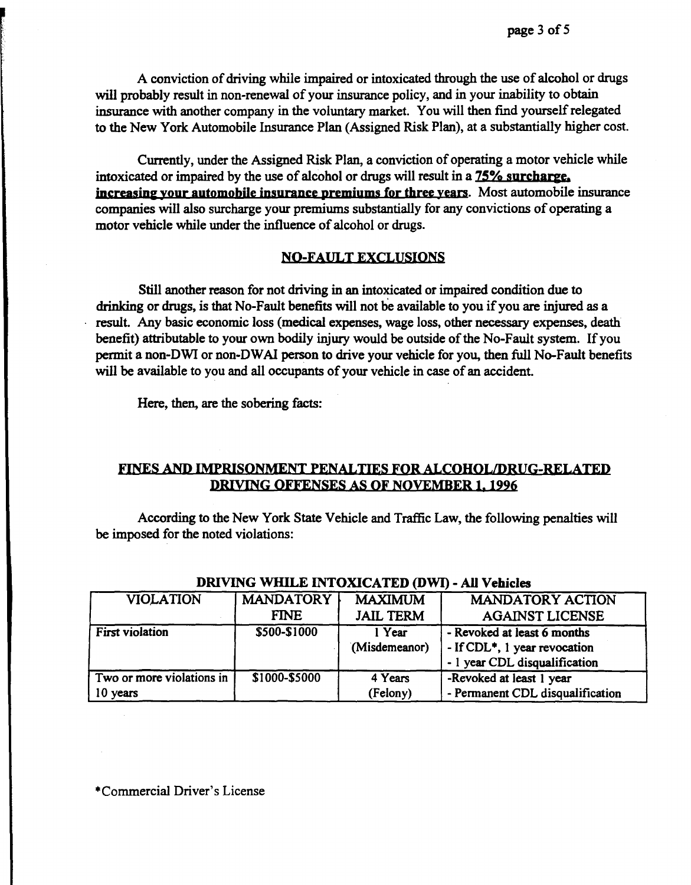A conviction of driving while impaired or intoxicated through the use of alcohol or drugs will probably result in non-renewal of your insurance policy, and in your inability to obtain insurance with another company in the voluntary market. You will then find yourself relegated to the New York Automobile Insurance Plan (Assigned Risk Plan), at a substantially higher cost.

Currently, under the Assigned Risk Plan, a conviction of operating a motor vehicle while intoxicated or impaired by the use of alcohol or drugs will result in a **75% surcharge, increasing your automobile insurance premiums for three years**. Most automobile insurance companies will also surcharge your premiums substantially for any convictions of operating a motor vehicle while under the influence of alcohol or drugs.

## NO-FAULT EXCLUSIONS

Still another reason for not driving in an intoxicated or impaired condition due to drinking or drugs, is that No-Fault benefits will not be available to you if you are injured as a result. Any basic economic loss (medical expenses, wage loss, other necessary expenses, death benefit) attributable to your own bodily injury would be outside of the No-Fault system. If you permit a non-DWI or non-DWAI person to drive your vehicle for you, then full No-Fault benefits will be available to you and all occupants of your vehicle in case of an accident.

Here, then, are the sobering facts:

## FINES AND IMPRISONMENT PENALTIES FOR ALCOHOL/DRUG-RELATED DRIVING OFFENSES AS OF NOVEMBER 1, 1996

According to the New York State Vehicle and Traffic Law, the following penalties will be imposed for the noted violations:

**DRIVING WHILE INTOXICATED (DWI) - All Vehicles**

| VIOLATION | MANDATORY FINE | MAXIMUM JAIL TERM | MANDATORY ACTION AGAINST LICENSE |
|---|---|---|---|
| First violation | $500-$1000 | 1 Year (Misdemeanor) | - Revoked at least 6 months<br>- If CDL*, 1 year revocation<br>- 1 year CDL disqualification |
| Two or more violations in 10 years | $1000-$5000 | 4 Years (Felony) | -Revoked at least 1 year<br>- Permanent CDL disqualification |

*Commercial Driver's License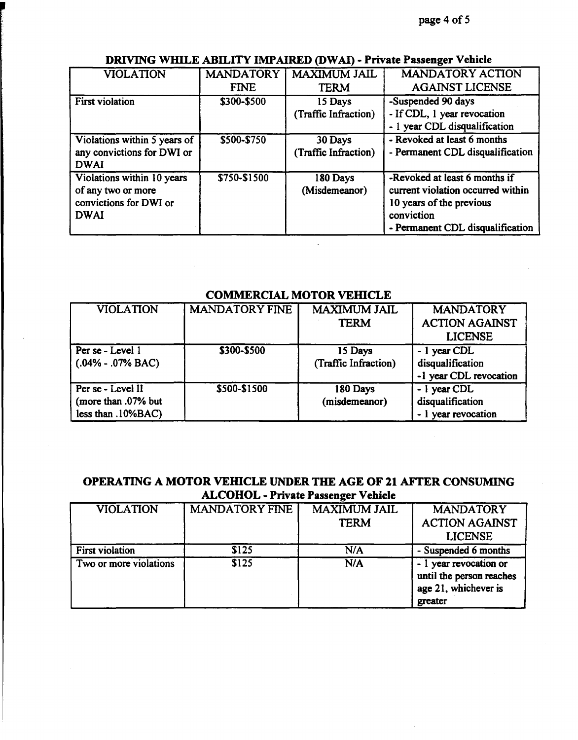## DRIVING WHILE ABILITY IMPAIRED (DWAI) - Private Passenger Vehicle

| VIOLATION | MANDATORY FINE | MAXIMUM JAIL TERM | MANDATORY ACTION AGAINST LICENSE |
|---|---|---|---|
| First violation | $300-$500 | 15 Days (Traffic Infraction) | -Suspended 90 days<br>- If CDL, 1 year revocation<br>- 1 year CDL disqualification |
| Violations within 5 years of any convictions for DWI or DWAI | $500-$750 | 30 Days (Traffic Infraction) | - Revoked at least 6 months<br>- Permanent CDL disqualification |
| Violations within 10 years of any two or more convictions for DWI or DWAI | $750-$1500 | 180 Days (Misdemeanor) | -Revoked at least 6 months if current violation occurred within 10 years of the previous conviction<br>- Permanent CDL disqualification |

## COMMERCIAL MOTOR VEHICLE

| VIOLATION | MANDATORY FINE | MAXIMUM JAIL TERM | MANDATORY ACTION AGAINST LICENSE |
|---|---|---|---|
| Per se - Level 1 (.04% - .07% BAC) | $300-$500 | 15 Days (Traffic Infraction) | - 1 year CDL disqualification<br>-1 year CDL revocation |
| Per se - Level II (more than .07% but less than .10%BAC) | $500-$1500 | 180 Days (misdemeanor) | - 1 year CDL disqualification<br>- 1 year revocation |

## OPERATING A MOTOR VEHICLE UNDER THE AGE OF 21 AFTER CONSUMING ALCOHOL - Private Passenger Vehicle

| VIOLATION | MANDATORY FINE | MAXIMUM JAIL TERM | MANDATORY ACTION AGAINST LICENSE |
|---|---|---|---|
| First violation | $125 | N/A | - Suspended 6 months |
| Two or more violations | $125 | N/A | - 1 year revocation or until the person reaches age 21, whichever is greater |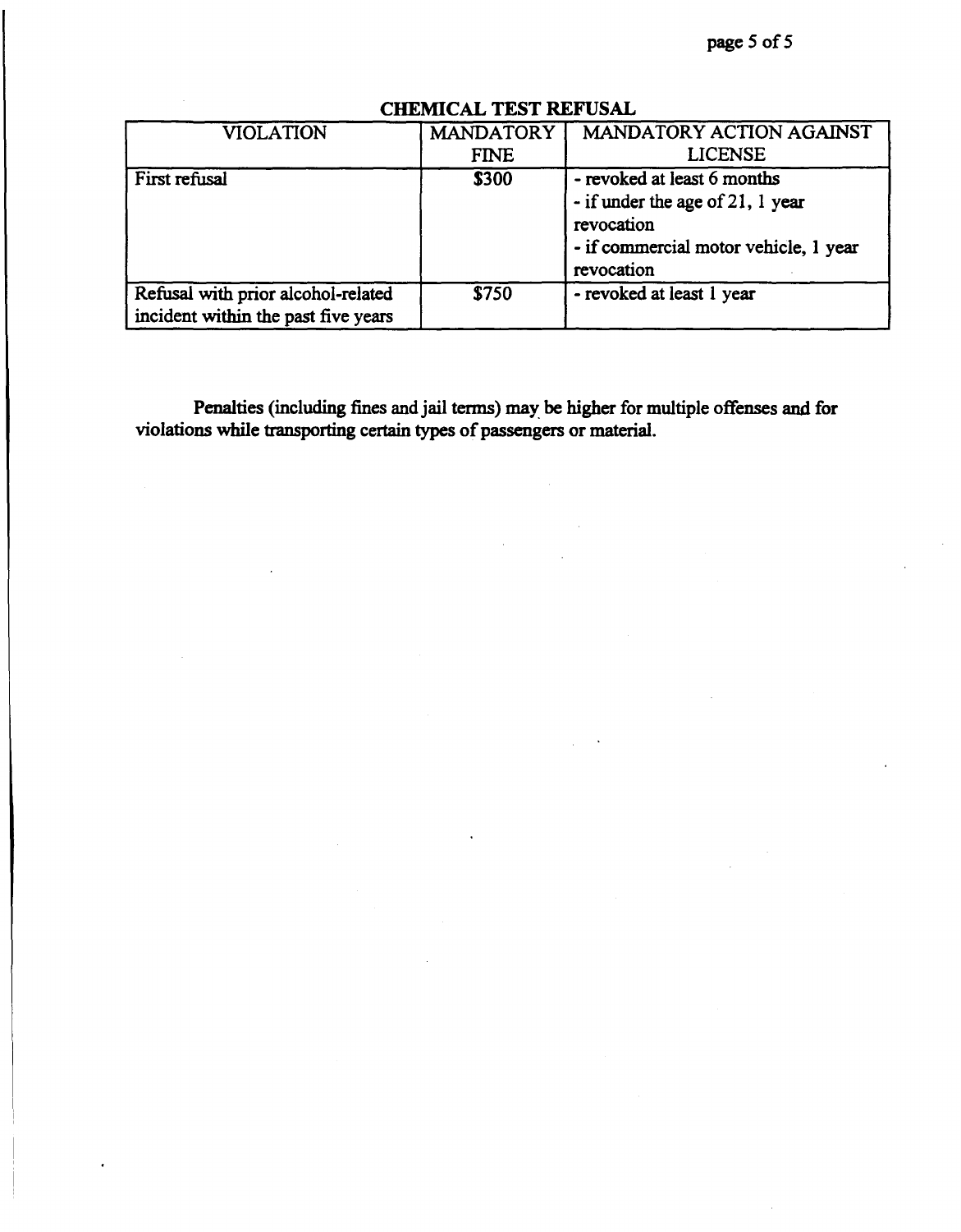## CHEMICAL TEST REFUSAL

| VIOLATION | MANDATORY FINE | MANDATORY ACTION AGAINST LICENSE |
|---|---|---|
| First refusal | $300 | - revoked at least 6 months<br>- if under the age of 21, 1 year revocation<br>- if commercial motor vehicle, 1 year revocation |
| Refusal with prior alcohol-related incident within the past five years | $750 | - revoked at least 1 year |

**Penalties (including fines and jail terms) may be higher for multiple offenses and for violations while transporting certain types of passengers or material.**